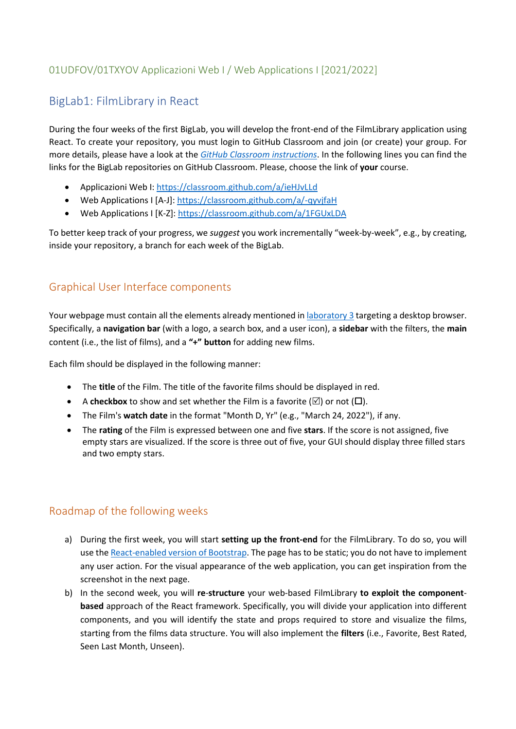01UDFOV/01TXYOV Applicazioni Web I / Web Applications I [2021/2022]

# BigLab1: FilmLibrary in React

During the four weeks of the first BigLab, you will develop the front-end of the FilmLibrary application using React. To create your repository, you must login to GitHub Classroom and join (or create) your group. For more details, please have a look at the *GitHub Classroom instructions*. In the following lines you can find the links for the BigLab repositories on GitHub Classroom. Please, choose the link of **your** course.

- Applicazioni Web I: https://classroom.github.com/a/ieHJvLLd
- Web Applications I [A-J]: https://classroom.github.com/a/-qyvjfaH
- Web Applications I [K-Z]: https://classroom.github.com/a/1FGUxLDA

To better keep track of your progress, we *suggest* you work incrementally "week-by-week", e.g., by creating, inside your repository, a branch for each week of the BigLab.

## Graphical User Interface components

Your webpage must contain all the elements already mentioned in laboratory 3 targeting a desktop browser. Specifically, a **navigation bar** (with a logo, a search box, and a user icon), a **sidebar** with the filters, the **main** content (i.e., the list of films), and a **"+" button** for adding new films.

Each film should be displayed in the following manner:

- The **title** of the Film. The title of the favorite films should be displayed in red.
- A **checkbox** to show and set whether the Film is a favorite (☑) or not (☐).
- The Film's **watch date** in the format "Month D, Yr" (e.g., "March 24, 2022"), if any.
- The **rating** of the Film is expressed between one and five **stars**. If the score is not assigned, five empty stars are visualized. If the score is three out of five, your GUI should display three filled stars and two empty stars.

## Roadmap of the following weeks

a) During the first week, you will start **setting up the front-end** for the FilmLibrary. To do so, you will use the React-enabled version of Bootstrap. The page has to be static; you do not have to implement any user action. For the visual appearance of the web application, you can get inspiration from the screenshot in the next page.

b) In the second week, you will **re-structure** your web-based FilmLibrary **to exploit the component-based** approach of the React framework. Specifically, you will divide your application into different components, and you will identify the state and props required to store and visualize the films, starting from the films data structure. You will also implement the **filters** (i.e., Favorite, Best Rated, Seen Last Month, Unseen).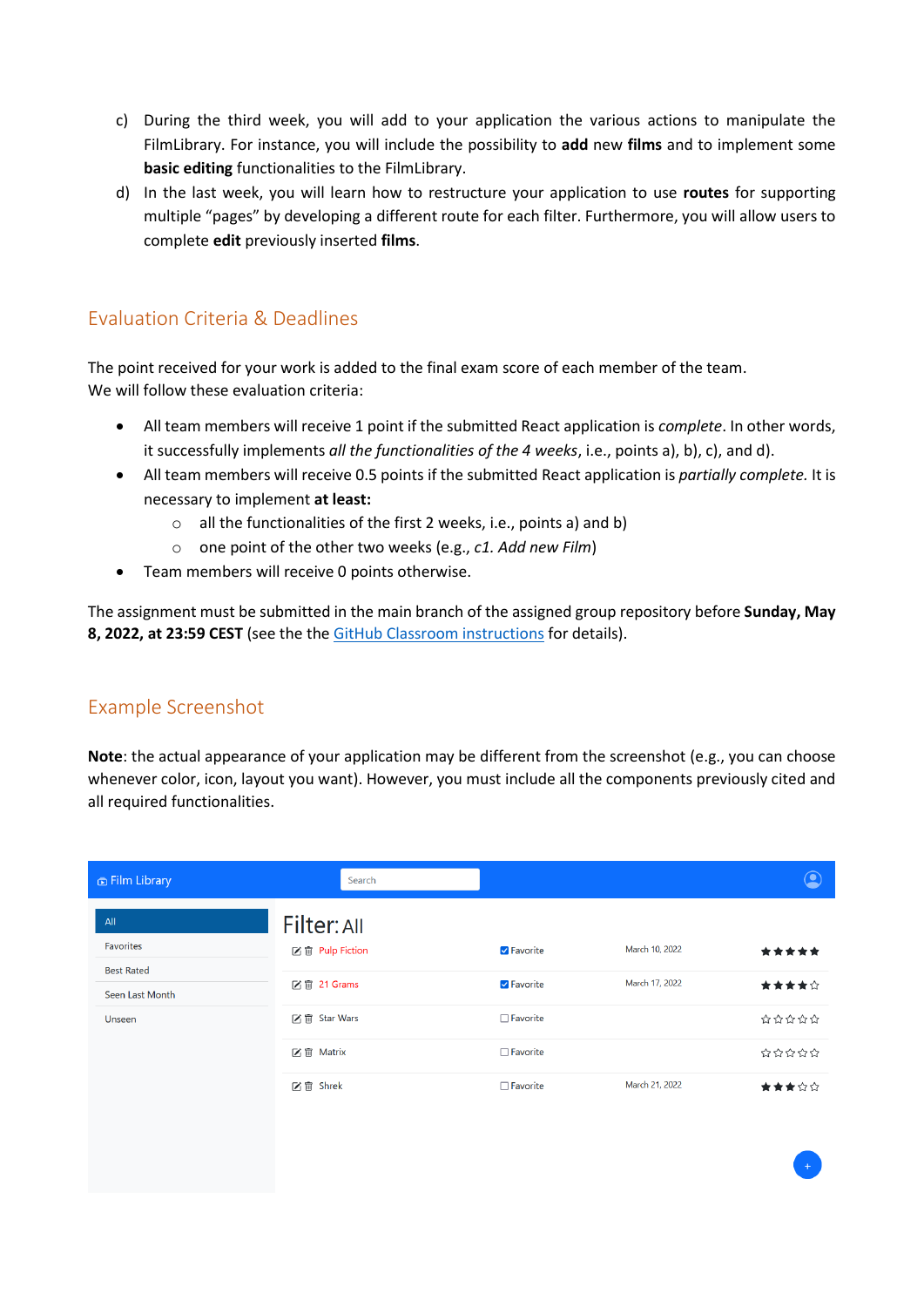c) During the third week, you will add to your application the various actions to manipulate the FilmLibrary. For instance, you will include the possibility to **add** new **films** and to implement some **basic editing** functionalities to the FilmLibrary.

d) In the last week, you will learn how to restructure your application to use **routes** for supporting multiple "pages" by developing a different route for each filter. Furthermore, you will allow users to complete **edit** previously inserted **films**.

## Evaluation Criteria & Deadlines

The point received for your work is added to the final exam score of each member of the team.
We will follow these evaluation criteria:

- All team members will receive 1 point if the submitted React application is *complete*. In other words, it successfully implements *all the functionalities of the 4 weeks*, i.e., points a), b), c), and d).
- All team members will receive 0.5 points if the submitted React application is *partially complete.* It is necessary to implement **at least:**
  - all the functionalities of the first 2 weeks, i.e., points a) and b)
  - one point of the other two weeks (e.g., *c1. Add new Film*)
- Team members will receive 0 points otherwise.

The assignment must be submitted in the main branch of the assigned group repository before **Sunday, May 8, 2022, at 23:59 CEST** (see the the GitHub Classroom instructions for details).

## Example Screenshot

**Note**: the actual appearance of your application may be different from the screenshot (e.g., you can choose whenever color, icon, layout you want). However, you must include all the components previously cited and all required functionalities.